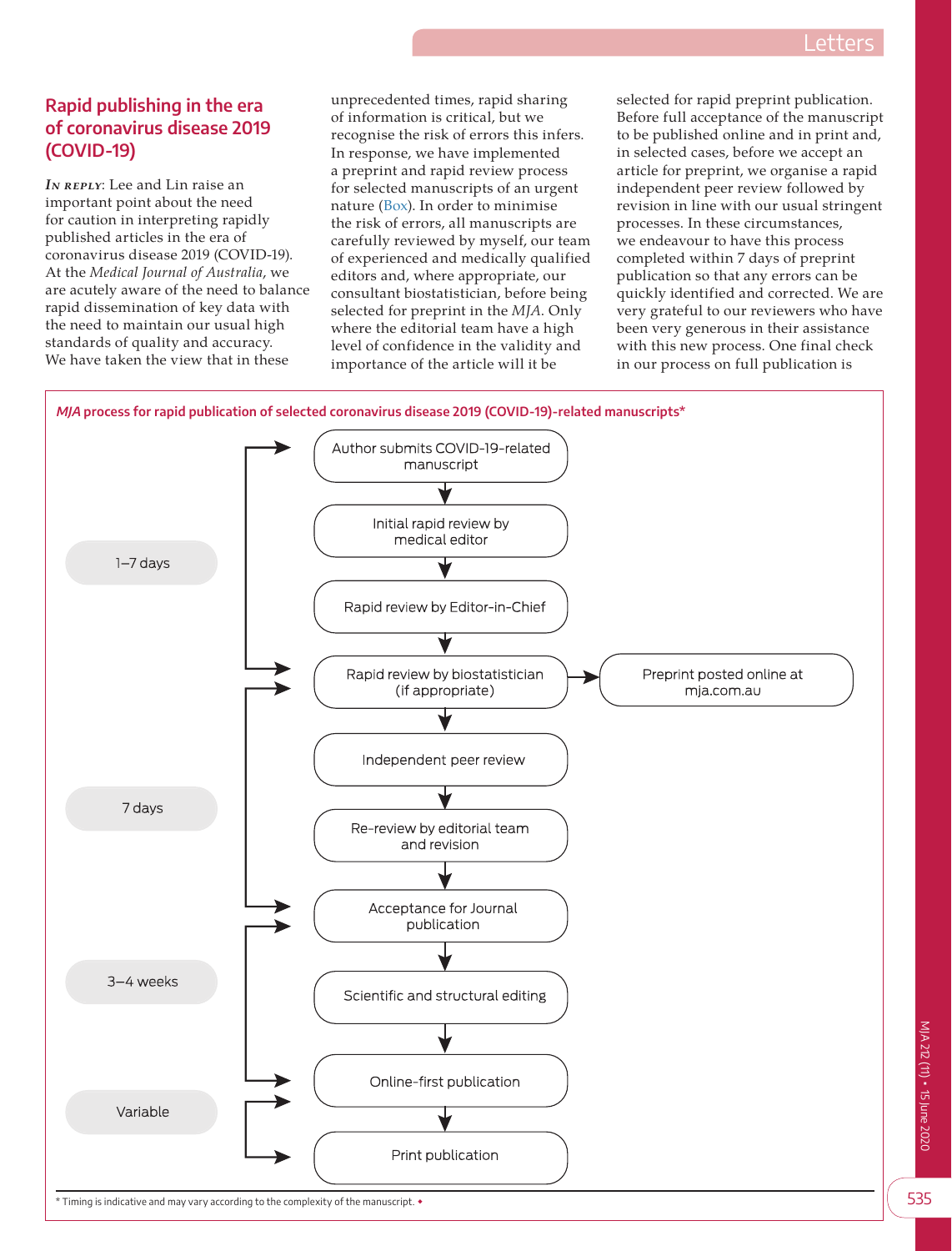## Rapid publishing in the era of coronavirus disease 2019 (COVID-19)

*In reply*: Lee and Lin raise an important point about the need for caution in interpreting rapidly published articles in the era of coronavirus disease 2019 (COVID-19). At the *Medical Journal of Australia*, we are acutely aware of the need to balance rapid dissemination of key data with the need to maintain our usual high standards of quality and accuracy. We have taken the view that in these unprecedented times, rapid sharing of information is critical, but we recognise the risk of errors this infers. In response, we have implemented a preprint and rapid review process for selected manuscripts of an urgent nature (Box). In order to minimise the risk of errors, all manuscripts are carefully reviewed by myself, our team of experienced and medically qualified editors and, where appropriate, our consultant biostatistician, before being selected for preprint in the *MJA*. Only where the editorial team have a high level of confidence in the validity and importance of the article will it be selected for rapid preprint publication. Before full acceptance of the manuscript to be published online and in print and, in selected cases, before we accept an article for preprint, we organise a rapid independent peer review followed by revision in line with our usual stringent processes. In these circumstances, we endeavour to have this process completed within 7 days of preprint publication so that any errors can be quickly identified and corrected. We are very grateful to our reviewers who have been very generous in their assistance with this new process. One final check in our process on full publication is

**MJA process for rapid publication of selected coronavirus disease 2019 (COVID-19)-related manuscripts***

| Timing | Step |
|---|---|
| 1–7 days | Author submits COVID-19-related manuscript |
| | Initial rapid review by medical editor |
| | Rapid review by Editor-in-Chief |
| | Rapid review by biostatistician (if appropriate) → Preprint posted online at mja.com.au |
| 7 days | Independent peer review |
| | Re-review by editorial team and revision |
| | Acceptance for Journal publication |
| 3–4 weeks | Scientific and structural editing |
| | Online-first publication |
| Variable | Print publication |

\* Timing is indicative and may vary according to the complexity of the manuscript. ♦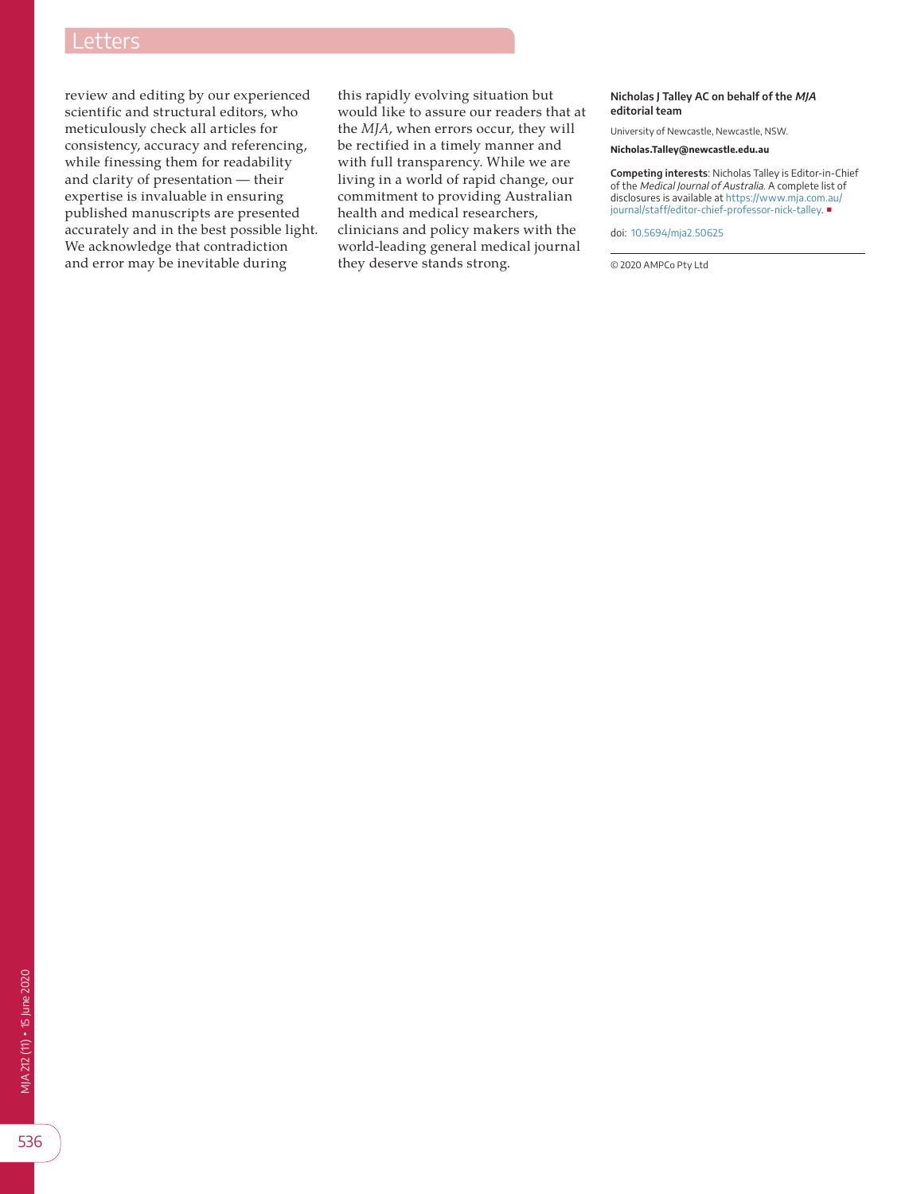review and editing by our experienced scientific and structural editors, who meticulously check all articles for consistency, accuracy and referencing, while finessing them for readability and clarity of presentation — their expertise is invaluable in ensuring published manuscripts are presented accurately and in the best possible light. We acknowledge that contradiction and error may be inevitable during this rapidly evolving situation but would like to assure our readers that at the *MJA*, when errors occur, they will be rectified in a timely manner and with full transparency. While we are living in a world of rapid change, our commitment to providing Australian health and medical researchers, clinicians and policy makers with the world-leading general medical journal they deserve stands strong.

**Nicholas J Talley AC on behalf of the *MJA* editorial team**

University of Newcastle, Newcastle, NSW.

**Nicholas.Talley@newcastle.edu.au**

**Competing interests**: Nicholas Talley is Editor-in-Chief of the *Medical Journal of Australia*. A complete list of disclosures is available at https://www.mja.com.au/journal/staff/editor-chief-professor-nick-talley. ■

doi: 10.5694/mja2.50625

© 2020 AMPCo Pty Ltd